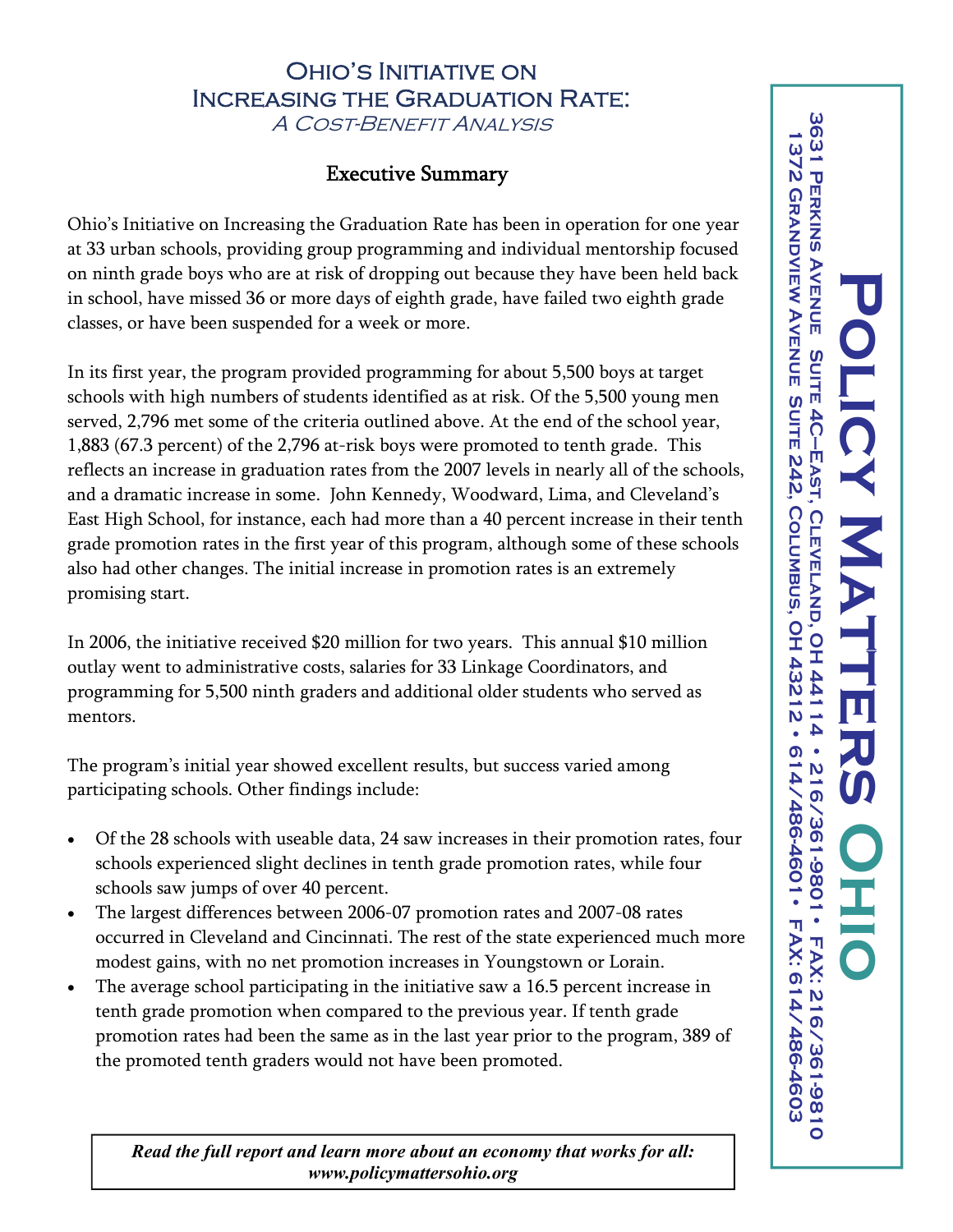# Ohio's Initiative on Increasing the Graduation Rate:

*A Cost-Benefit Analysis*

## Executive Summary

Ohio's Initiative on Increasing the Graduation Rate has been in operation for one year at 33 urban schools, providing group programming and individual mentorship focused on ninth grade boys who are at risk of dropping out because they have been held back in school, have missed 36 or more days of eighth grade, have failed two eighth grade classes, or have been suspended for a week or more.

In its first year, the program provided programming for about 5,500 boys at target schools with high numbers of students identified as at risk. Of the 5,500 young men served, 2,796 met some of the criteria outlined above. At the end of the school year, 1,883 (67.3 percent) of the 2,796 at-risk boys were promoted to tenth grade. This reflects an increase in graduation rates from the 2007 levels in nearly all of the schools, and a dramatic increase in some. John Kennedy, Woodward, Lima, and Cleveland's East High School, for instance, each had more than a 40 percent increase in their tenth grade promotion rates in the first year of this program, although some of these schools also had other changes. The initial increase in promotion rates is an extremely promising start.

In 2006, the initiative received $20 million for two years. This annual $10 million outlay went to administrative costs, salaries for 33 Linkage Coordinators, and programming for 5,500 ninth graders and additional older students who served as mentors.

The program's initial year showed excellent results, but success varied among participating schools. Other findings include:

- Of the 28 schools with useable data, 24 saw increases in their promotion rates, four schools experienced slight declines in tenth grade promotion rates, while four schools saw jumps of over 40 percent.
- The largest differences between 2006-07 promotion rates and 2007-08 rates occurred in Cleveland and Cincinnati. The rest of the state experienced much more modest gains, with no net promotion increases in Youngstown or Lorain.
- The average school participating in the initiative saw a 16.5 percent increase in tenth grade promotion when compared to the previous year. If tenth grade promotion rates had been the same as in the last year prior to the program, 389 of the promoted tenth graders would not have been promoted.

***Read the full report and learn more about an economy that works for all: www.policymattersohio.org***

**Policy Matters Ohio**

3631 Perkins Avenue Suite 4C–East, Cleveland, OH 44114 • 216/361-9801 • Fax: 216/361-9810
1372 Grandview Avenue Suite 242, Columbus, OH 43212 • 614/486-4601 • Fax: 614/486-4603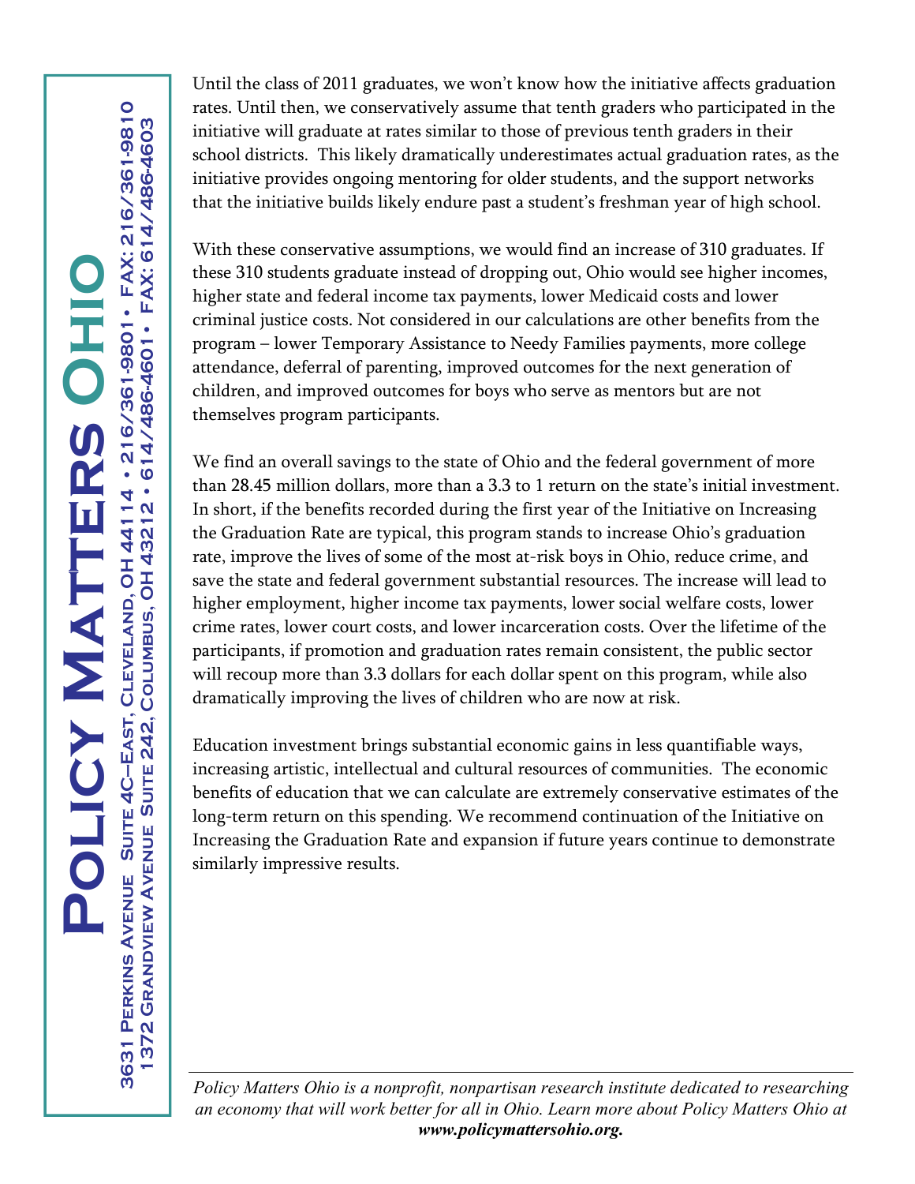Until the class of 2011 graduates, we won't know how the initiative affects graduation rates. Until then, we conservatively assume that tenth graders who participated in the initiative will graduate at rates similar to those of previous tenth graders in their school districts. This likely dramatically underestimates actual graduation rates, as the initiative provides ongoing mentoring for older students, and the support networks that the initiative builds likely endure past a student's freshman year of high school.

With these conservative assumptions, we would find an increase of 310 graduates. If these 310 students graduate instead of dropping out, Ohio would see higher incomes, higher state and federal income tax payments, lower Medicaid costs and lower criminal justice costs. Not considered in our calculations are other benefits from the program – lower Temporary Assistance to Needy Families payments, more college attendance, deferral of parenting, improved outcomes for the next generation of children, and improved outcomes for boys who serve as mentors but are not themselves program participants.

We find an overall savings to the state of Ohio and the federal government of more than 28.45 million dollars, more than a 3.3 to 1 return on the state's initial investment. In short, if the benefits recorded during the first year of the Initiative on Increasing the Graduation Rate are typical, this program stands to increase Ohio's graduation rate, improve the lives of some of the most at-risk boys in Ohio, reduce crime, and save the state and federal government substantial resources. The increase will lead to higher employment, higher income tax payments, lower social welfare costs, lower crime rates, lower court costs, and lower incarceration costs. Over the lifetime of the participants, if promotion and graduation rates remain consistent, the public sector will recoup more than 3.3 dollars for each dollar spent on this program, while also dramatically improving the lives of children who are now at risk.

Education investment brings substantial economic gains in less quantifiable ways, increasing artistic, intellectual and cultural resources of communities. The economic benefits of education that we can calculate are extremely conservative estimates of the long-term return on this spending. We recommend continuation of the Initiative on Increasing the Graduation Rate and expansion if future years continue to demonstrate similarly impressive results.

*Policy Matters Ohio is a nonprofit, nonpartisan research institute dedicated to researching an economy that will work better for all in Ohio. Learn more about Policy Matters Ohio at **www.policymattersohio.org.***